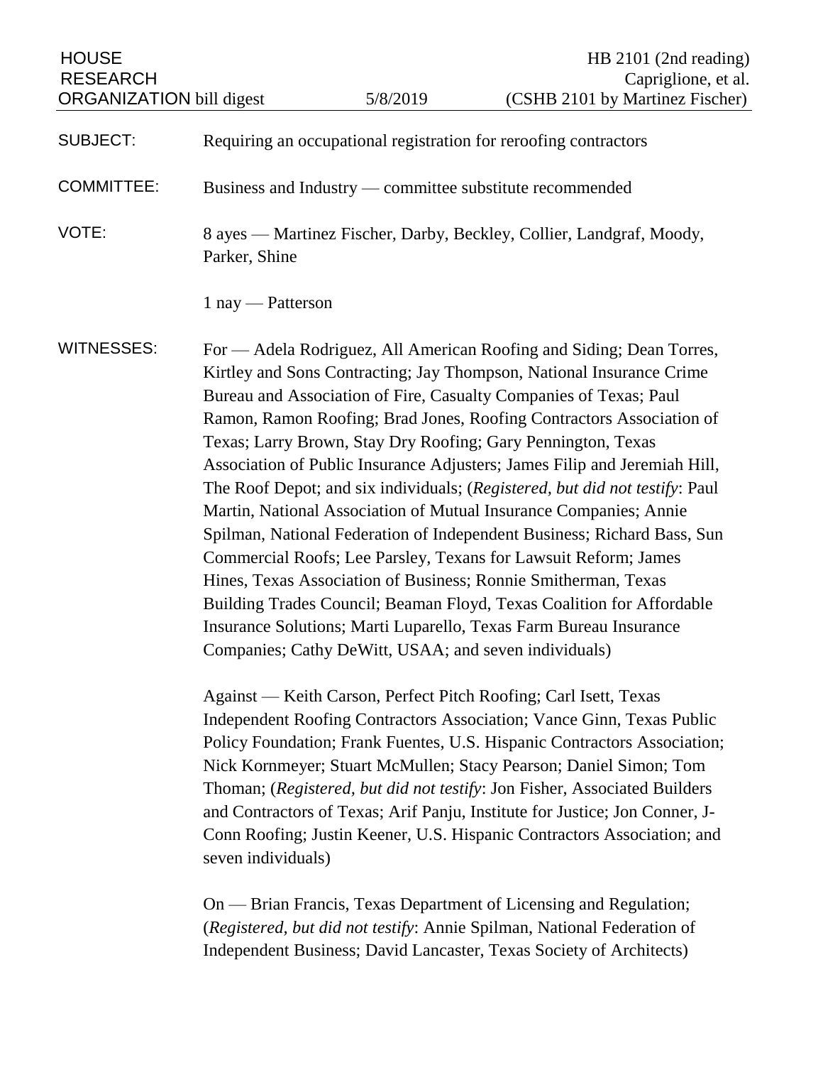HOUSE RESEARCH ORGANIZATION bill digest | 5/8/2019 | HB 2101 (2nd reading) Capriglione, et al. (CSHB 2101 by Martinez Fischer)

SUBJECT: Requiring an occupational registration for reroofing contractors

COMMITTEE: Business and Industry — committee substitute recommended

VOTE: 8 ayes — Martinez Fischer, Darby, Beckley, Collier, Landgraf, Moody, Parker, Shine

1 nay — Patterson

WITNESSES: For — Adela Rodriguez, All American Roofing and Siding; Dean Torres, Kirtley and Sons Contracting; Jay Thompson, National Insurance Crime Bureau and Association of Fire, Casualty Companies of Texas; Paul Ramon, Ramon Roofing; Brad Jones, Roofing Contractors Association of Texas; Larry Brown, Stay Dry Roofing; Gary Pennington, Texas Association of Public Insurance Adjusters; James Filip and Jeremiah Hill, The Roof Depot; and six individuals; (*Registered, but did not testify*: Paul Martin, National Association of Mutual Insurance Companies; Annie Spilman, National Federation of Independent Business; Richard Bass, Sun Commercial Roofs; Lee Parsley, Texans for Lawsuit Reform; James Hines, Texas Association of Business; Ronnie Smitherman, Texas Building Trades Council; Beaman Floyd, Texas Coalition for Affordable Insurance Solutions; Marti Luparello, Texas Farm Bureau Insurance Companies; Cathy DeWitt, USAA; and seven individuals)

Against — Keith Carson, Perfect Pitch Roofing; Carl Isett, Texas Independent Roofing Contractors Association; Vance Ginn, Texas Public Policy Foundation; Frank Fuentes, U.S. Hispanic Contractors Association; Nick Kornmeyer; Stuart McMullen; Stacy Pearson; Daniel Simon; Tom Thoman; (*Registered, but did not testify*: Jon Fisher, Associated Builders and Contractors of Texas; Arif Panju, Institute for Justice; Jon Conner, J-Conn Roofing; Justin Keener, U.S. Hispanic Contractors Association; and seven individuals)

On — Brian Francis, Texas Department of Licensing and Regulation; (*Registered, but did not testify*: Annie Spilman, National Federation of Independent Business; David Lancaster, Texas Society of Architects)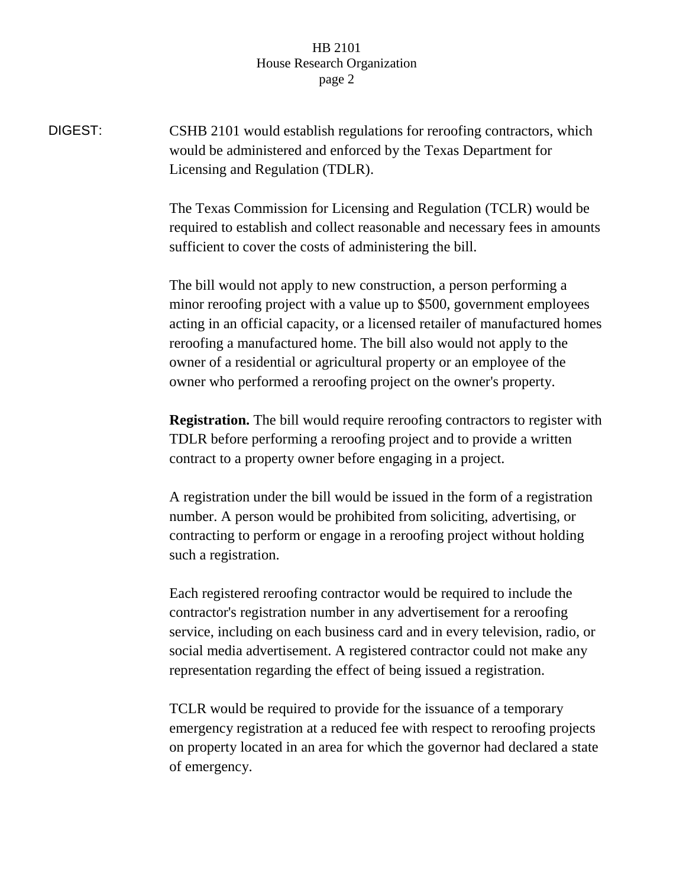DIGEST: CSHB 2101 would establish regulations for reroofing contractors, which would be administered and enforced by the Texas Department for Licensing and Regulation (TDLR).

The Texas Commission for Licensing and Regulation (TCLR) would be required to establish and collect reasonable and necessary fees in amounts sufficient to cover the costs of administering the bill.

The bill would not apply to new construction, a person performing a minor reroofing project with a value up to $500, government employees acting in an official capacity, or a licensed retailer of manufactured homes reroofing a manufactured home. The bill also would not apply to the owner of a residential or agricultural property or an employee of the owner who performed a reroofing project on the owner's property.

**Registration.** The bill would require reroofing contractors to register with TDLR before performing a reroofing project and to provide a written contract to a property owner before engaging in a project.

A registration under the bill would be issued in the form of a registration number. A person would be prohibited from soliciting, advertising, or contracting to perform or engage in a reroofing project without holding such a registration.

Each registered reroofing contractor would be required to include the contractor's registration number in any advertisement for a reroofing service, including on each business card and in every television, radio, or social media advertisement. A registered contractor could not make any representation regarding the effect of being issued a registration.

TCLR would be required to provide for the issuance of a temporary emergency registration at a reduced fee with respect to reroofing projects on property located in an area for which the governor had declared a state of emergency.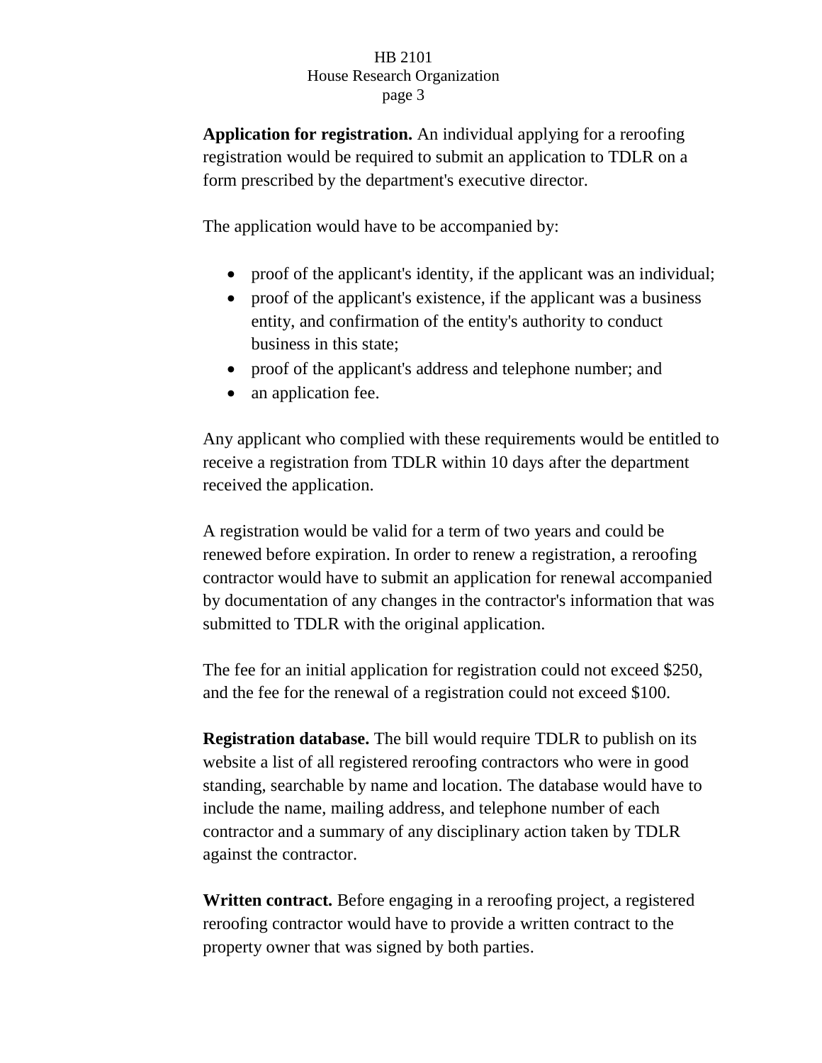**Application for registration.** An individual applying for a reroofing registration would be required to submit an application to TDLR on a form prescribed by the department's executive director.

The application would have to be accompanied by:

- proof of the applicant's identity, if the applicant was an individual;
- proof of the applicant's existence, if the applicant was a business entity, and confirmation of the entity's authority to conduct business in this state;
- proof of the applicant's address and telephone number; and
- an application fee.

Any applicant who complied with these requirements would be entitled to receive a registration from TDLR within 10 days after the department received the application.

A registration would be valid for a term of two years and could be renewed before expiration. In order to renew a registration, a reroofing contractor would have to submit an application for renewal accompanied by documentation of any changes in the contractor's information that was submitted to TDLR with the original application.

The fee for an initial application for registration could not exceed $250, and the fee for the renewal of a registration could not exceed $100.

**Registration database.** The bill would require TDLR to publish on its website a list of all registered reroofing contractors who were in good standing, searchable by name and location. The database would have to include the name, mailing address, and telephone number of each contractor and a summary of any disciplinary action taken by TDLR against the contractor.

**Written contract.** Before engaging in a reroofing project, a registered reroofing contractor would have to provide a written contract to the property owner that was signed by both parties.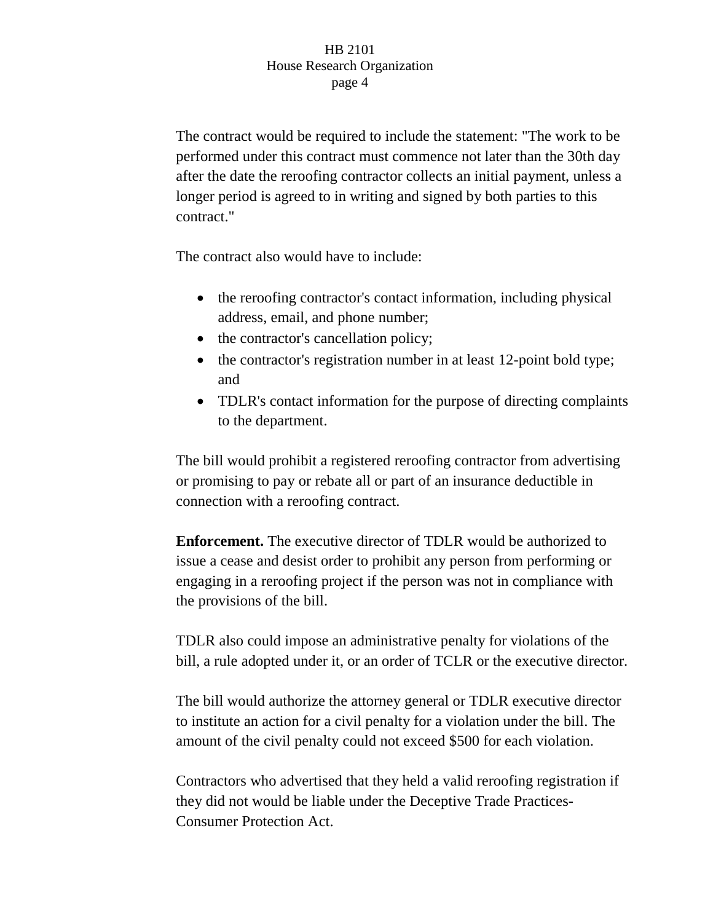The contract would be required to include the statement: "The work to be performed under this contract must commence not later than the 30th day after the date the reroofing contractor collects an initial payment, unless a longer period is agreed to in writing and signed by both parties to this contract."

The contract also would have to include:

- the reroofing contractor's contact information, including physical address, email, and phone number;
- the contractor's cancellation policy;
- the contractor's registration number in at least 12-point bold type; and
- TDLR's contact information for the purpose of directing complaints to the department.

The bill would prohibit a registered reroofing contractor from advertising or promising to pay or rebate all or part of an insurance deductible in connection with a reroofing contract.

**Enforcement.** The executive director of TDLR would be authorized to issue a cease and desist order to prohibit any person from performing or engaging in a reroofing project if the person was not in compliance with the provisions of the bill.

TDLR also could impose an administrative penalty for violations of the bill, a rule adopted under it, or an order of TCLR or the executive director.

The bill would authorize the attorney general or TDLR executive director to institute an action for a civil penalty for a violation under the bill. The amount of the civil penalty could not exceed $500 for each violation.

Contractors who advertised that they held a valid reroofing registration if they did not would be liable under the Deceptive Trade Practices-Consumer Protection Act.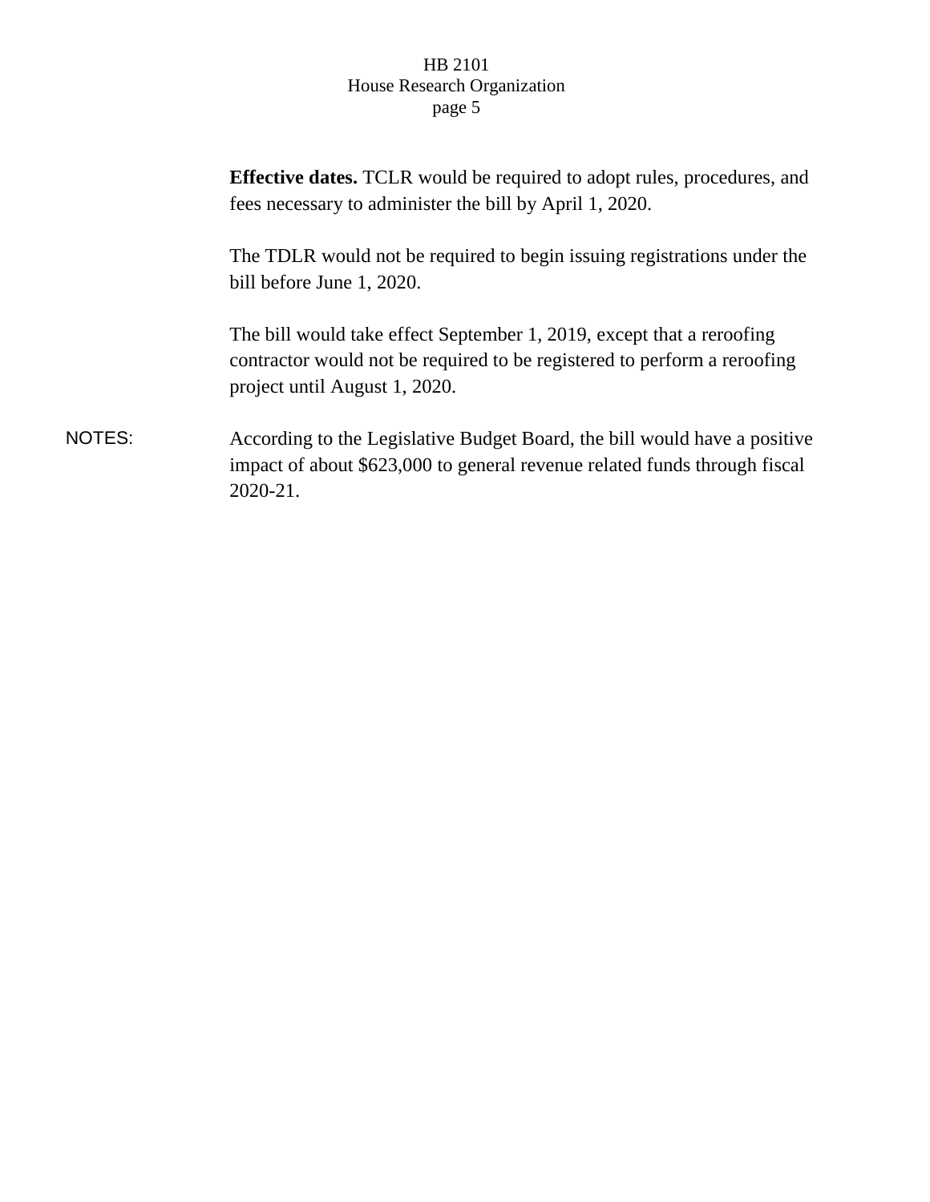**Effective dates.** TCLR would be required to adopt rules, procedures, and fees necessary to administer the bill by April 1, 2020.

The TDLR would not be required to begin issuing registrations under the bill before June 1, 2020.

The bill would take effect September 1, 2019, except that a reroofing contractor would not be required to be registered to perform a reroofing project until August 1, 2020.

NOTES: According to the Legislative Budget Board, the bill would have a positive impact of about $623,000 to general revenue related funds through fiscal 2020-21.